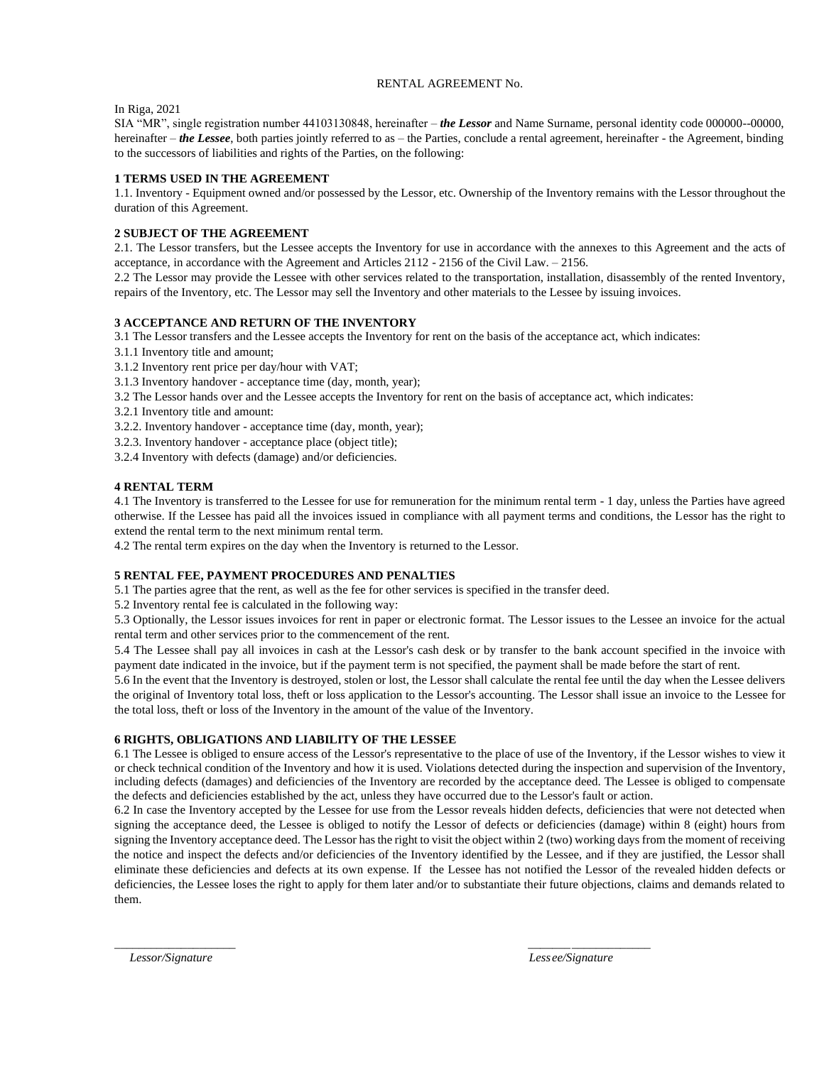RENTAL AGREEMENT No.

In Riga, 2021

SIA "MR", single registration number 44103130848, hereinafter – ***the Lessor*** and Name Surname, personal identity code 000000--00000, hereinafter – ***the Lessee***, both parties jointly referred to as – the Parties, conclude a rental agreement, hereinafter - the Agreement, binding to the successors of liabilities and rights of the Parties, on the following:

**1 TERMS USED IN THE AGREEMENT**

1.1. Inventory - Equipment owned and/or possessed by the Lessor, etc. Ownership of the Inventory remains with the Lessor throughout the duration of this Agreement.

**2 SUBJECT OF THE AGREEMENT**

2.1. The Lessor transfers, but the Lessee accepts the Inventory for use in accordance with the annexes to this Agreement and the acts of acceptance, in accordance with the Agreement and Articles 2112 - 2156 of the Civil Law. – 2156.

2.2 The Lessor may provide the Lessee with other services related to the transportation, installation, disassembly of the rented Inventory, repairs of the Inventory, etc. The Lessor may sell the Inventory and other materials to the Lessee by issuing invoices.

**3 ACCEPTANCE AND RETURN OF THE INVENTORY**

3.1 The Lessor transfers and the Lessee accepts the Inventory for rent on the basis of the acceptance act, which indicates:

3.1.1 Inventory title and amount;

3.1.2 Inventory rent price per day/hour with VAT;

3.1.3 Inventory handover - acceptance time (day, month, year);

3.2 The Lessor hands over and the Lessee accepts the Inventory for rent on the basis of acceptance act, which indicates:

3.2.1 Inventory title and amount:

3.2.2. Inventory handover - acceptance time (day, month, year);

3.2.3. Inventory handover - acceptance place (object title);

3.2.4 Inventory with defects (damage) and/or deficiencies.

**4 RENTAL TERM**

4.1 The Inventory is transferred to the Lessee for use for remuneration for the minimum rental term - 1 day, unless the Parties have agreed otherwise. If the Lessee has paid all the invoices issued in compliance with all payment terms and conditions, the Lessor has the right to extend the rental term to the next minimum rental term.

4.2 The rental term expires on the day when the Inventory is returned to the Lessor.

**5 RENTAL FEE, PAYMENT PROCEDURES AND PENALTIES**

5.1 The parties agree that the rent, as well as the fee for other services is specified in the transfer deed.

5.2 Inventory rental fee is calculated in the following way:

5.3 Optionally, the Lessor issues invoices for rent in paper or electronic format. The Lessor issues to the Lessee an invoice for the actual rental term and other services prior to the commencement of the rent.

5.4 The Lessee shall pay all invoices in cash at the Lessor's cash desk or by transfer to the bank account specified in the invoice with payment date indicated in the invoice, but if the payment term is not specified, the payment shall be made before the start of rent.

5.6 In the event that the Inventory is destroyed, stolen or lost, the Lessor shall calculate the rental fee until the day when the Lessee delivers the original of Inventory total loss, theft or loss application to the Lessor's accounting. The Lessor shall issue an invoice to the Lessee for the total loss, theft or loss of the Inventory in the amount of the value of the Inventory.

**6 RIGHTS, OBLIGATIONS AND LIABILITY OF THE LESSEE**

6.1 The Lessee is obliged to ensure access of the Lessor's representative to the place of use of the Inventory, if the Lessor wishes to view it or check technical condition of the Inventory and how it is used. Violations detected during the inspection and supervision of the Inventory, including defects (damages) and deficiencies of the Inventory are recorded by the acceptance deed. The Lessee is obliged to compensate the defects and deficiencies established by the act, unless they have occurred due to the Lessor's fault or action.

6.2 In case the Inventory accepted by the Lessee for use from the Lessor reveals hidden defects, deficiencies that were not detected when signing the acceptance deed, the Lessee is obliged to notify the Lessor of defects or deficiencies (damage) within 8 (eight) hours from signing the Inventory acceptance deed. The Lessor has the right to visit the object within 2 (two) working days from the moment of receiving the notice and inspect the defects and/or deficiencies of the Inventory identified by the Lessee, and if they are justified, the Lessor shall eliminate these deficiencies and defects at its own expense. If the Lessee has not notified the Lessor of the revealed hidden defects or deficiencies, the Lessee loses the right to apply for them later and/or to substantiate their future objections, claims and demands related to them.

____________________ ____________________

*Lessor/Signature* *Lessee/Signature*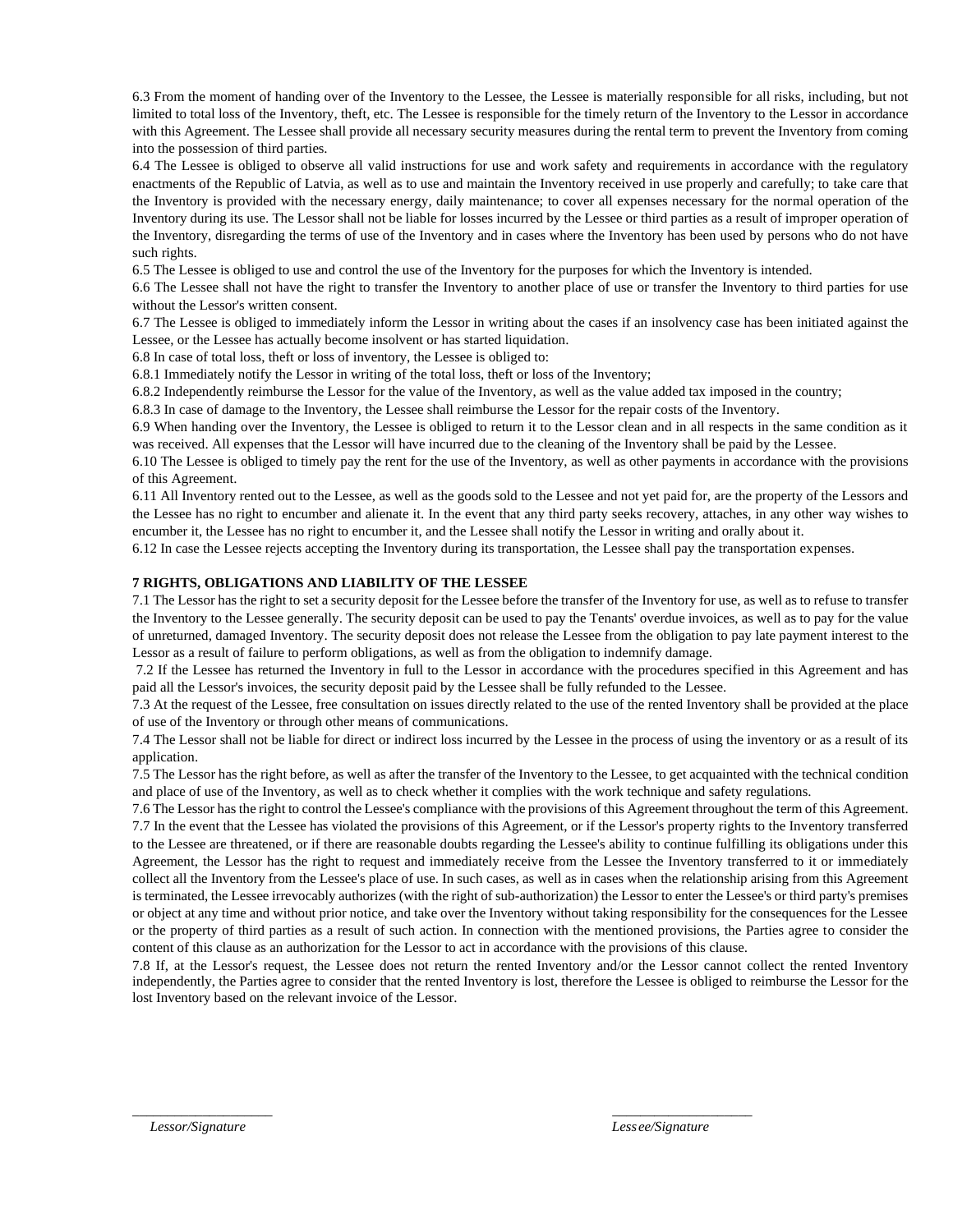6.3 From the moment of handing over of the Inventory to the Lessee, the Lessee is materially responsible for all risks, including, but not limited to total loss of the Inventory, theft, etc. The Lessee is responsible for the timely return of the Inventory to the Lessor in accordance with this Agreement. The Lessee shall provide all necessary security measures during the rental term to prevent the Inventory from coming into the possession of third parties.

6.4 The Lessee is obliged to observe all valid instructions for use and work safety and requirements in accordance with the regulatory enactments of the Republic of Latvia, as well as to use and maintain the Inventory received in use properly and carefully; to take care that the Inventory is provided with the necessary energy, daily maintenance; to cover all expenses necessary for the normal operation of the Inventory during its use. The Lessor shall not be liable for losses incurred by the Lessee or third parties as a result of improper operation of the Inventory, disregarding the terms of use of the Inventory and in cases where the Inventory has been used by persons who do not have such rights.

6.5 The Lessee is obliged to use and control the use of the Inventory for the purposes for which the Inventory is intended.

6.6 The Lessee shall not have the right to transfer the Inventory to another place of use or transfer the Inventory to third parties for use without the Lessor's written consent.

6.7 The Lessee is obliged to immediately inform the Lessor in writing about the cases if an insolvency case has been initiated against the Lessee, or the Lessee has actually become insolvent or has started liquidation.

6.8 In case of total loss, theft or loss of inventory, the Lessee is obliged to:

6.8.1 Immediately notify the Lessor in writing of the total loss, theft or loss of the Inventory;

6.8.2 Independently reimburse the Lessor for the value of the Inventory, as well as the value added tax imposed in the country;

6.8.3 In case of damage to the Inventory, the Lessee shall reimburse the Lessor for the repair costs of the Inventory.

6.9 When handing over the Inventory, the Lessee is obliged to return it to the Lessor clean and in all respects in the same condition as it was received. All expenses that the Lessor will have incurred due to the cleaning of the Inventory shall be paid by the Lessee.

6.10 The Lessee is obliged to timely pay the rent for the use of the Inventory, as well as other payments in accordance with the provisions of this Agreement.

6.11 All Inventory rented out to the Lessee, as well as the goods sold to the Lessee and not yet paid for, are the property of the Lessors and the Lessee has no right to encumber and alienate it. In the event that any third party seeks recovery, attaches, in any other way wishes to encumber it, the Lessee has no right to encumber it, and the Lessee shall notify the Lessor in writing and orally about it.

6.12 In case the Lessee rejects accepting the Inventory during its transportation, the Lessee shall pay the transportation expenses.

**7 RIGHTS, OBLIGATIONS AND LIABILITY OF THE LESSEE**

7.1 The Lessor has the right to set a security deposit for the Lessee before the transfer of the Inventory for use, as well as to refuse to transfer the Inventory to the Lessee generally. The security deposit can be used to pay the Tenants' overdue invoices, as well as to pay for the value of unreturned, damaged Inventory. The security deposit does not release the Lessee from the obligation to pay late payment interest to the Lessor as a result of failure to perform obligations, as well as from the obligation to indemnify damage.

7.2 If the Lessee has returned the Inventory in full to the Lessor in accordance with the procedures specified in this Agreement and has paid all the Lessor's invoices, the security deposit paid by the Lessee shall be fully refunded to the Lessee.

7.3 At the request of the Lessee, free consultation on issues directly related to the use of the rented Inventory shall be provided at the place of use of the Inventory or through other means of communications.

7.4 The Lessor shall not be liable for direct or indirect loss incurred by the Lessee in the process of using the inventory or as a result of its application.

7.5 The Lessor has the right before, as well as after the transfer of the Inventory to the Lessee, to get acquainted with the technical condition and place of use of the Inventory, as well as to check whether it complies with the work technique and safety regulations.

7.6 The Lessor has the right to control the Lessee's compliance with the provisions of this Agreement throughout the term of this Agreement.

7.7 In the event that the Lessee has violated the provisions of this Agreement, or if the Lessor's property rights to the Inventory transferred to the Lessee are threatened, or if there are reasonable doubts regarding the Lessee's ability to continue fulfilling its obligations under this Agreement, the Lessor has the right to request and immediately receive from the Lessee the Inventory transferred to it or immediately collect all the Inventory from the Lessee's place of use. In such cases, as well as in cases when the relationship arising from this Agreement is terminated, the Lessee irrevocably authorizes (with the right of sub-authorization) the Lessor to enter the Lessee's or third party's premises or object at any time and without prior notice, and take over the Inventory without taking responsibility for the consequences for the Lessee or the property of third parties as a result of such action. In connection with the mentioned provisions, the Parties agree to consider the content of this clause as an authorization for the Lessor to act in accordance with the provisions of this clause.

7.8 If, at the Lessor's request, the Lessee does not return the rented Inventory and/or the Lessor cannot collect the rented Inventory independently, the Parties agree to consider that the rented Inventory is lost, therefore the Lessee is obliged to reimburse the Lessor for the lost Inventory based on the relevant invoice of the Lessor.

____________________ ____________________

*Lessor/Signature* *Lessee/Signature*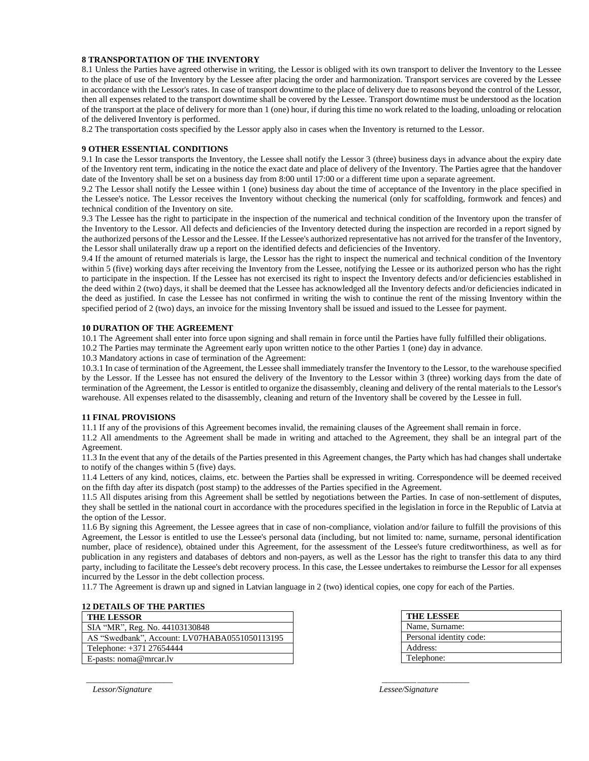## 8 TRANSPORTATION OF THE INVENTORY

8.1 Unless the Parties have agreed otherwise in writing, the Lessor is obliged with its own transport to deliver the Inventory to the Lessee to the place of use of the Inventory by the Lessee after placing the order and harmonization. Transport services are covered by the Lessee in accordance with the Lessor's rates. In case of transport downtime to the place of delivery due to reasons beyond the control of the Lessor, then all expenses related to the transport downtime shall be covered by the Lessee. Transport downtime must be understood as the location of the transport at the place of delivery for more than 1 (one) hour, if during this time no work related to the loading, unloading or relocation of the delivered Inventory is performed.

8.2 The transportation costs specified by the Lessor apply also in cases when the Inventory is returned to the Lessor.

## 9 OTHER ESSENTIAL CONDITIONS

9.1 In case the Lessor transports the Inventory, the Lessee shall notify the Lessor 3 (three) business days in advance about the expiry date of the Inventory rent term, indicating in the notice the exact date and place of delivery of the Inventory. The Parties agree that the handover date of the Inventory shall be set on a business day from 8:00 until 17:00 or a different time upon a separate agreement.

9.2 The Lessor shall notify the Lessee within 1 (one) business day about the time of acceptance of the Inventory in the place specified in the Lessee's notice. The Lessor receives the Inventory without checking the numerical (only for scaffolding, formwork and fences) and technical condition of the Inventory on site.

9.3 The Lessee has the right to participate in the inspection of the numerical and technical condition of the Inventory upon the transfer of the Inventory to the Lessor. All defects and deficiencies of the Inventory detected during the inspection are recorded in a report signed by the authorized persons of the Lessor and the Lessee. If the Lessee's authorized representative has not arrived for the transfer of the Inventory, the Lessor shall unilaterally draw up a report on the identified defects and deficiencies of the Inventory.

9.4 If the amount of returned materials is large, the Lessor has the right to inspect the numerical and technical condition of the Inventory within 5 (five) working days after receiving the Inventory from the Lessee, notifying the Lessee or its authorized person who has the right to participate in the inspection. If the Lessee has not exercised its right to inspect the Inventory defects and/or deficiencies established in the deed within 2 (two) days, it shall be deemed that the Lessee has acknowledged all the Inventory defects and/or deficiencies indicated in the deed as justified. In case the Lessee has not confirmed in writing the wish to continue the rent of the missing Inventory within the specified period of 2 (two) days, an invoice for the missing Inventory shall be issued and issued to the Lessee for payment.

## 10 DURATION OF THE AGREEMENT

10.1 The Agreement shall enter into force upon signing and shall remain in force until the Parties have fully fulfilled their obligations.

10.2 The Parties may terminate the Agreement early upon written notice to the other Parties 1 (one) day in advance.

10.3 Mandatory actions in case of termination of the Agreement:

10.3.1 In case of termination of the Agreement, the Lessee shall immediately transfer the Inventory to the Lessor, to the warehouse specified by the Lessor. If the Lessee has not ensured the delivery of the Inventory to the Lessor within 3 (three) working days from the date of termination of the Agreement, the Lessor is entitled to organize the disassembly, cleaning and delivery of the rental materials to the Lessor's warehouse. All expenses related to the disassembly, cleaning and return of the Inventory shall be covered by the Lessee in full.

## 11 FINAL PROVISIONS

11.1 If any of the provisions of this Agreement becomes invalid, the remaining clauses of the Agreement shall remain in force.

11.2 All amendments to the Agreement shall be made in writing and attached to the Agreement, they shall be an integral part of the Agreement.

11.3 In the event that any of the details of the Parties presented in this Agreement changes, the Party which has had changes shall undertake to notify of the changes within 5 (five) days.

11.4 Letters of any kind, notices, claims, etc. between the Parties shall be expressed in writing. Correspondence will be deemed received on the fifth day after its dispatch (post stamp) to the addresses of the Parties specified in the Agreement.

11.5 All disputes arising from this Agreement shall be settled by negotiations between the Parties. In case of non-settlement of disputes, they shall be settled in the national court in accordance with the procedures specified in the legislation in force in the Republic of Latvia at the option of the Lessor.

11.6 By signing this Agreement, the Lessee agrees that in case of non-compliance, violation and/or failure to fulfill the provisions of this Agreement, the Lessor is entitled to use the Lessee's personal data (including, but not limited to: name, surname, personal identification number, place of residence), obtained under this Agreement, for the assessment of the Lessee's future creditworthiness, as well as for publication in any registers and databases of debtors and non-payers, as well as the Lessor has the right to transfer this data to any third party, including to facilitate the Lessee's debt recovery process. In this case, the Lessee undertakes to reimburse the Lessor for all expenses incurred by the Lessor in the debt collection process.

11.7 The Agreement is drawn up and signed in Latvian language in 2 (two) identical copies, one copy for each of the Parties.

## 12 DETAILS OF THE PARTIES

| THE LESSOR |
|---|
| SIA "MR", Reg. No. 44103130848 |
| AS "Swedbank", Account: LV07HABA0551050113195 |
| Telephone: +371 27654444 |
| E-pasts: noma@mrcar.lv |

| THE LESSEE |
|---|
| Name, Surname: |
| Personal identity code: |
| Address: |
| Telephone: |

____________________
*Lessor/Signature*

____________________
*Lessee/Signature*